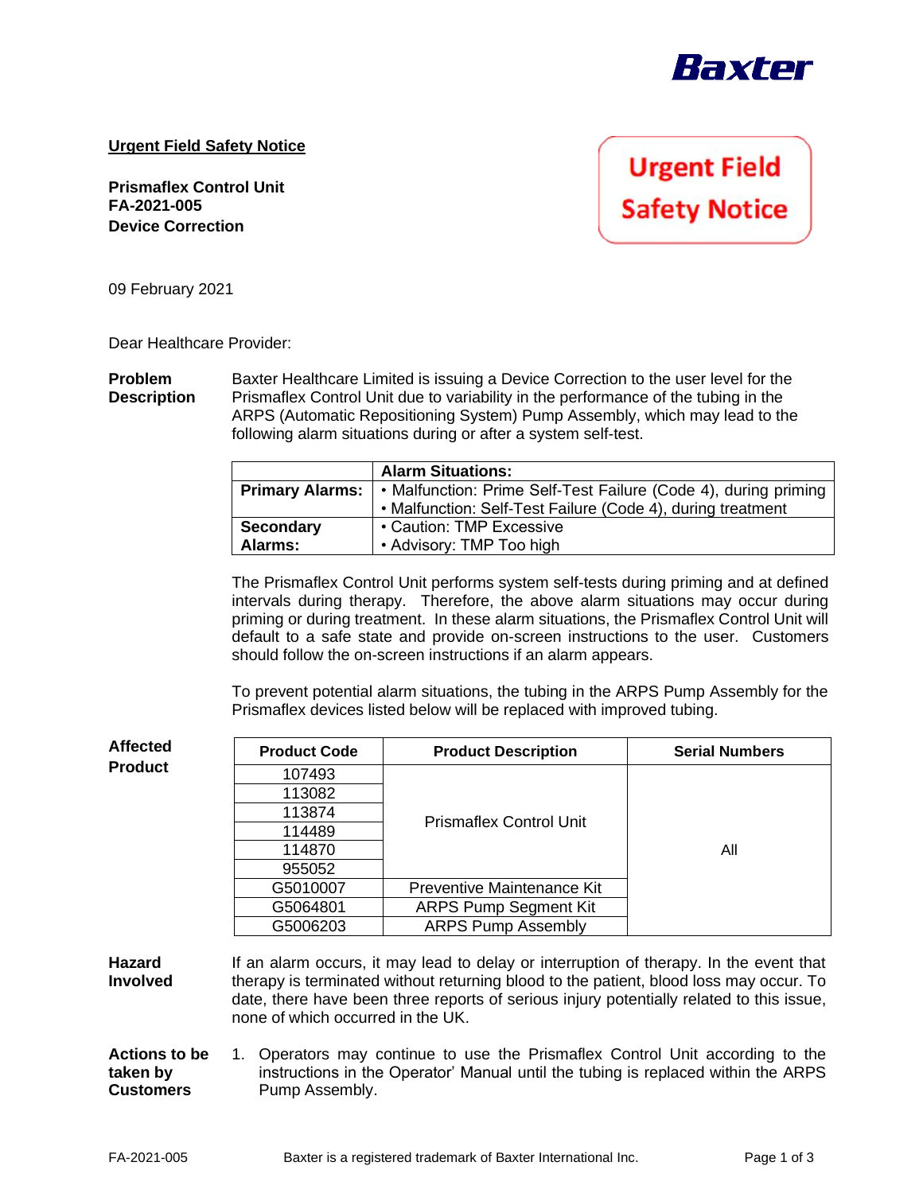Baxter

**Urgent Field Safety Notice**

**Prismaflex Control Unit**
**FA-2021-005**
**Device Correction**

Urgent Field Safety Notice

09 February 2021

Dear Healthcare Provider:

**Problem Description**

Baxter Healthcare Limited is issuing a Device Correction to the user level for the Prismaflex Control Unit due to variability in the performance of the tubing in the ARPS (Automatic Repositioning System) Pump Assembly, which may lead to the following alarm situations during or after a system self-test.

| | **Alarm Situations:** |
|---|---|
| **Primary Alarms:** | • Malfunction: Prime Self-Test Failure (Code 4), during priming<br>• Malfunction: Self-Test Failure (Code 4), during treatment |
| **Secondary Alarms:** | • Caution: TMP Excessive<br>• Advisory: TMP Too high |

The Prismaflex Control Unit performs system self-tests during priming and at defined intervals during therapy. Therefore, the above alarm situations may occur during priming or during treatment. In these alarm situations, the Prismaflex Control Unit will default to a safe state and provide on-screen instructions to the user. Customers should follow the on-screen instructions if an alarm appears.

To prevent potential alarm situations, the tubing in the ARPS Pump Assembly for the Prismaflex devices listed below will be replaced with improved tubing.

**Affected Product**

| Product Code | Product Description | Serial Numbers |
|---|---|---|
| 107493 | Prismaflex Control Unit | All |
| 113082 | | |
| 113874 | | |
| 114489 | | |
| 114870 | | |
| 955052 | | |
| G5010007 | Preventive Maintenance Kit | |
| G5064801 | ARPS Pump Segment Kit | |
| G5006203 | ARPS Pump Assembly | |

**Hazard Involved**

If an alarm occurs, it may lead to delay or interruption of therapy. In the event that therapy is terminated without returning blood to the patient, blood loss may occur. To date, there have been three reports of serious injury potentially related to this issue, none of which occurred in the UK.

**Actions to be taken by Customers**

1. Operators may continue to use the Prismaflex Control Unit according to the instructions in the Operator' Manual until the tubing is replaced within the ARPS Pump Assembly.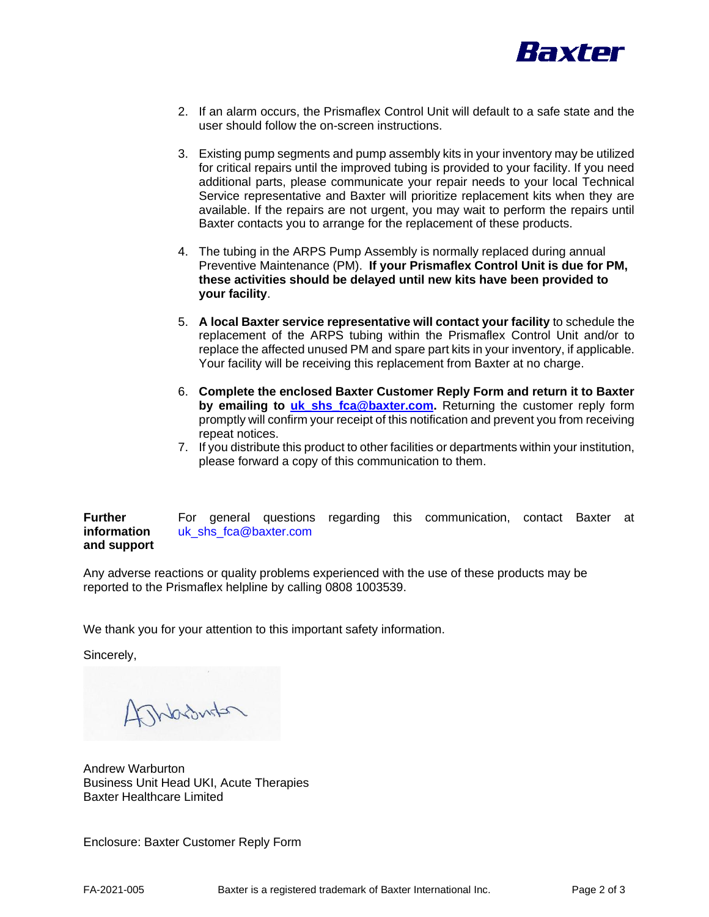2. If an alarm occurs, the Prismaflex Control Unit will default to a safe state and the user should follow the on-screen instructions.

3. Existing pump segments and pump assembly kits in your inventory may be utilized for critical repairs until the improved tubing is provided to your facility. If you need additional parts, please communicate your repair needs to your local Technical Service representative and Baxter will prioritize replacement kits when they are available. If the repairs are not urgent, you may wait to perform the repairs until Baxter contacts you to arrange for the replacement of these products.

4. The tubing in the ARPS Pump Assembly is normally replaced during annual Preventive Maintenance (PM). **If your Prismaflex Control Unit is due for PM, these activities should be delayed until new kits have been provided to your facility**.

5. **A local Baxter service representative will contact your facility** to schedule the replacement of the ARPS tubing within the Prismaflex Control Unit and/or to replace the affected unused PM and spare part kits in your inventory, if applicable. Your facility will be receiving this replacement from Baxter at no charge.

6. **Complete the enclosed Baxter Customer Reply Form and return it to Baxter by emailing to uk_shs_fca@baxter.com.** Returning the customer reply form promptly will confirm your receipt of this notification and prevent you from receiving repeat notices.

7. If you distribute this product to other facilities or departments within your institution, please forward a copy of this communication to them.

**Further information and support**

For general questions regarding this communication, contact Baxter at uk_shs_fca@baxter.com

Any adverse reactions or quality problems experienced with the use of these products may be reported to the Prismaflex helpline by calling 0808 1003539.

We thank you for your attention to this important safety information.

Sincerely,

Andrew Warburton
Business Unit Head UKI, Acute Therapies
Baxter Healthcare Limited

Enclosure: Baxter Customer Reply Form

FA-2021-005 Baxter is a registered trademark of Baxter International Inc.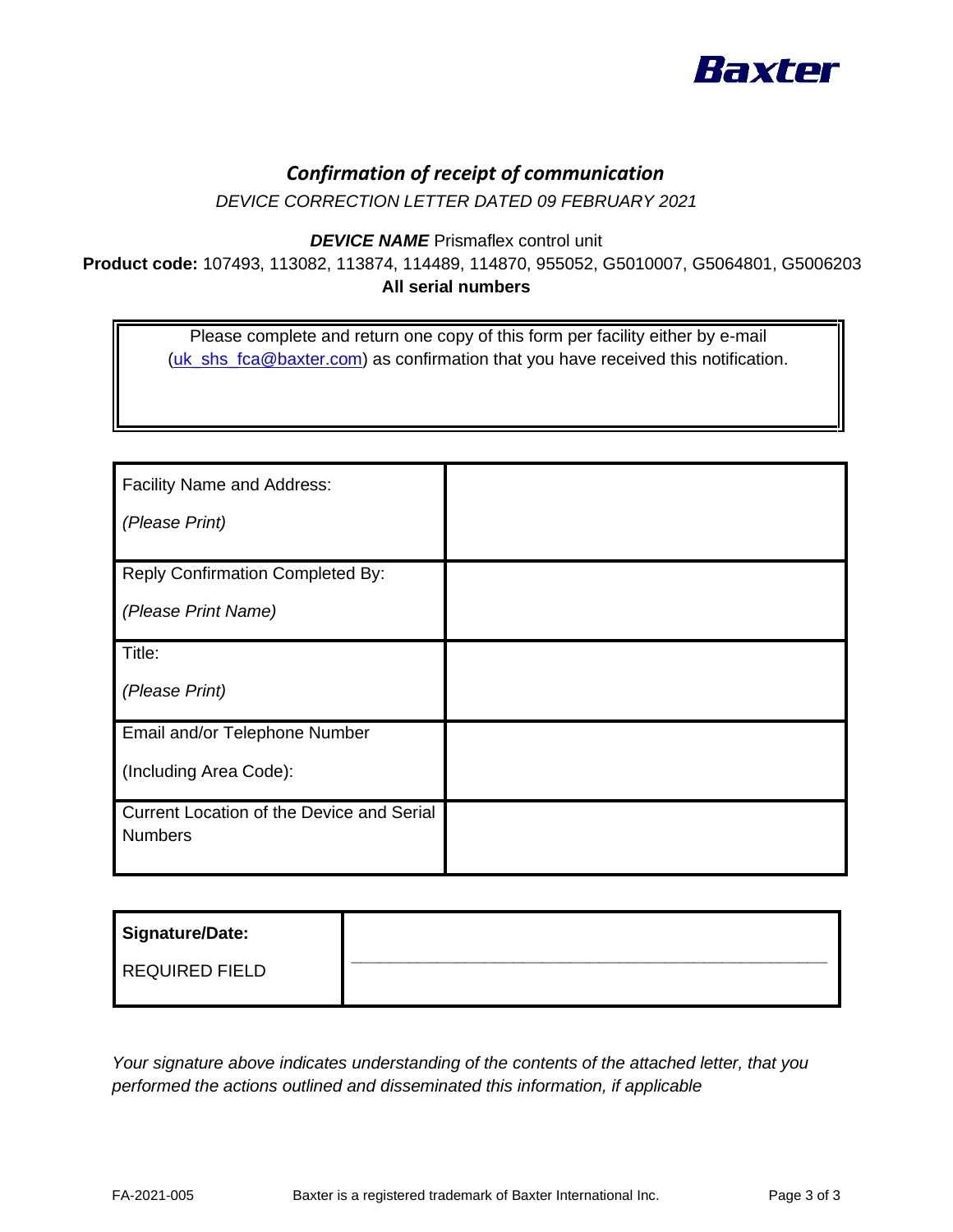## *Confirmation of receipt of communication*

*DEVICE CORRECTION LETTER DATED 09 FEBRUARY 2021*

***DEVICE NAME*** Prismaflex control unit

**Product code:** 107493, 113082, 113874, 114489, 114870, 955052, G5010007, G5064801, G5006203

**All serial numbers**

Please complete and return one copy of this form per facility either by e-mail (uk_shs_fca@baxter.com) as confirmation that you have received this notification.

| | |
|---|---|
| Facility Name and Address: *(Please Print)* | |
| Reply Confirmation Completed By: *(Please Print Name)* | |
| Title: *(Please Print)* | |
| Email and/or Telephone Number (Including Area Code): | |
| Current Location of the Device and Serial Numbers | |

| | |
|---|---|
| **Signature/Date:** REQUIRED FIELD | ___________________________________________ |

*Your signature above indicates understanding of the contents of the attached letter, that you performed the actions outlined and disseminated this information, if applicable*

FA-2021-005 Baxter is a registered trademark of Baxter International Inc.